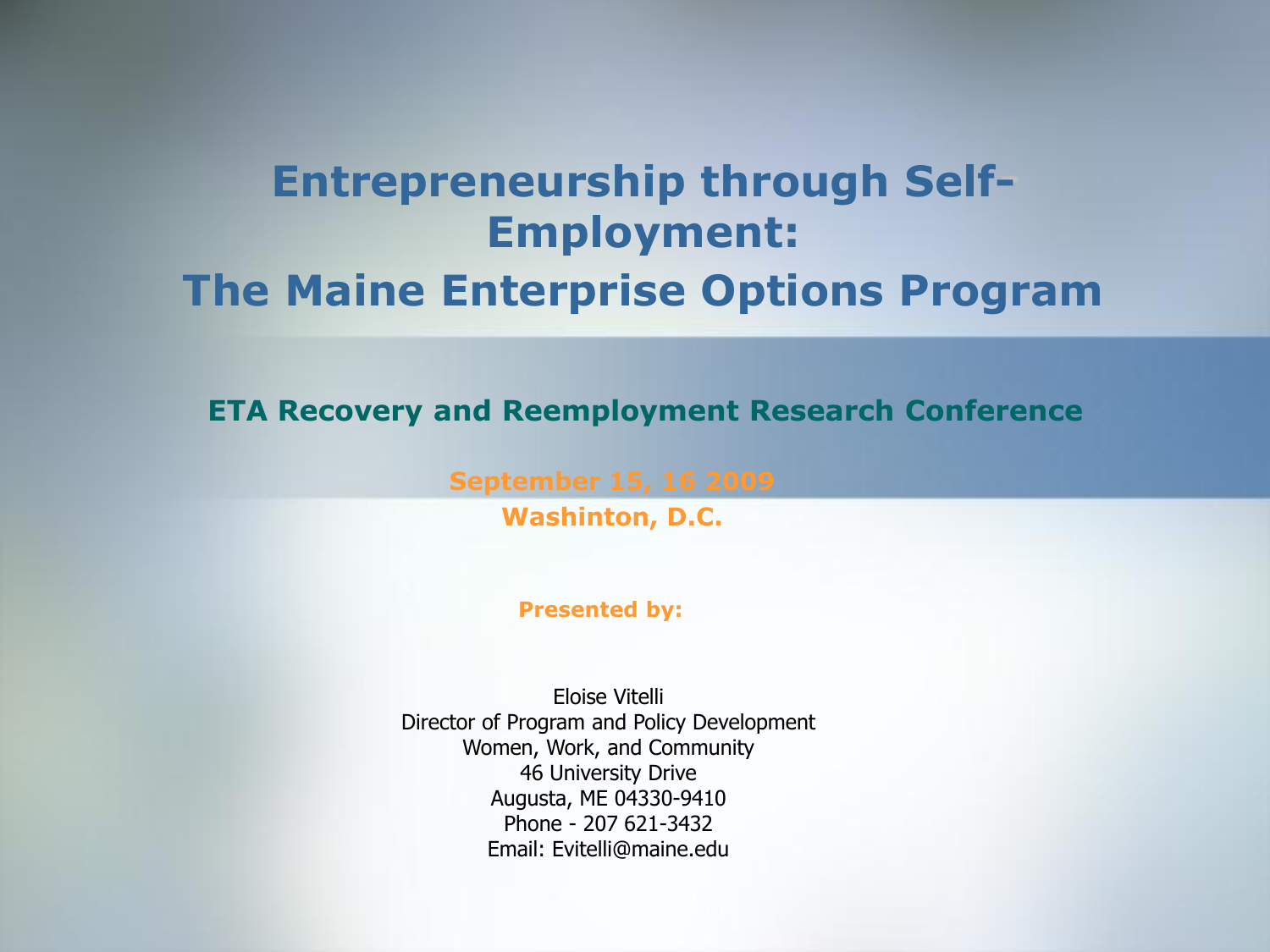# Entrepreneurship through Self-Employment:
# The Maine Enterprise Options Program

### ETA Recovery and Reemployment Research Conference

**September 15, 16 2009**
**Washinton, D.C.**

**Presented by:**

Eloise Vitelli
Director of Program and Policy Development
Women, Work, and Community
46 University Drive
Augusta, ME 04330-9410
Phone - 207 621-3432
Email: Evitelli@maine.edu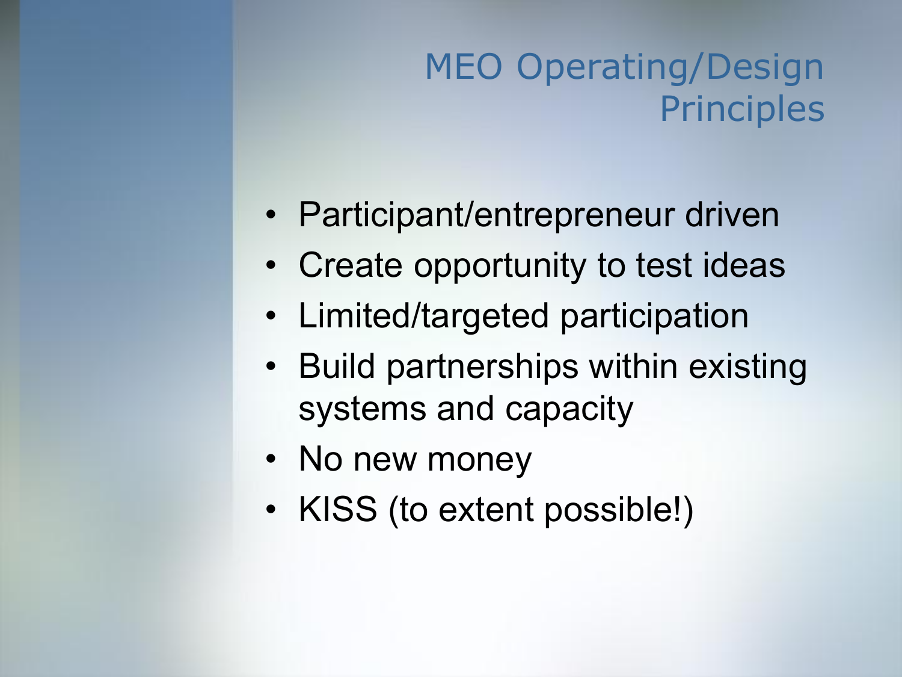# MEO Operating/Design Principles

- Participant/entrepreneur driven
- Create opportunity to test ideas
- Limited/targeted participation
- Build partnerships within existing systems and capacity
- No new money
- KISS (to extent possible!)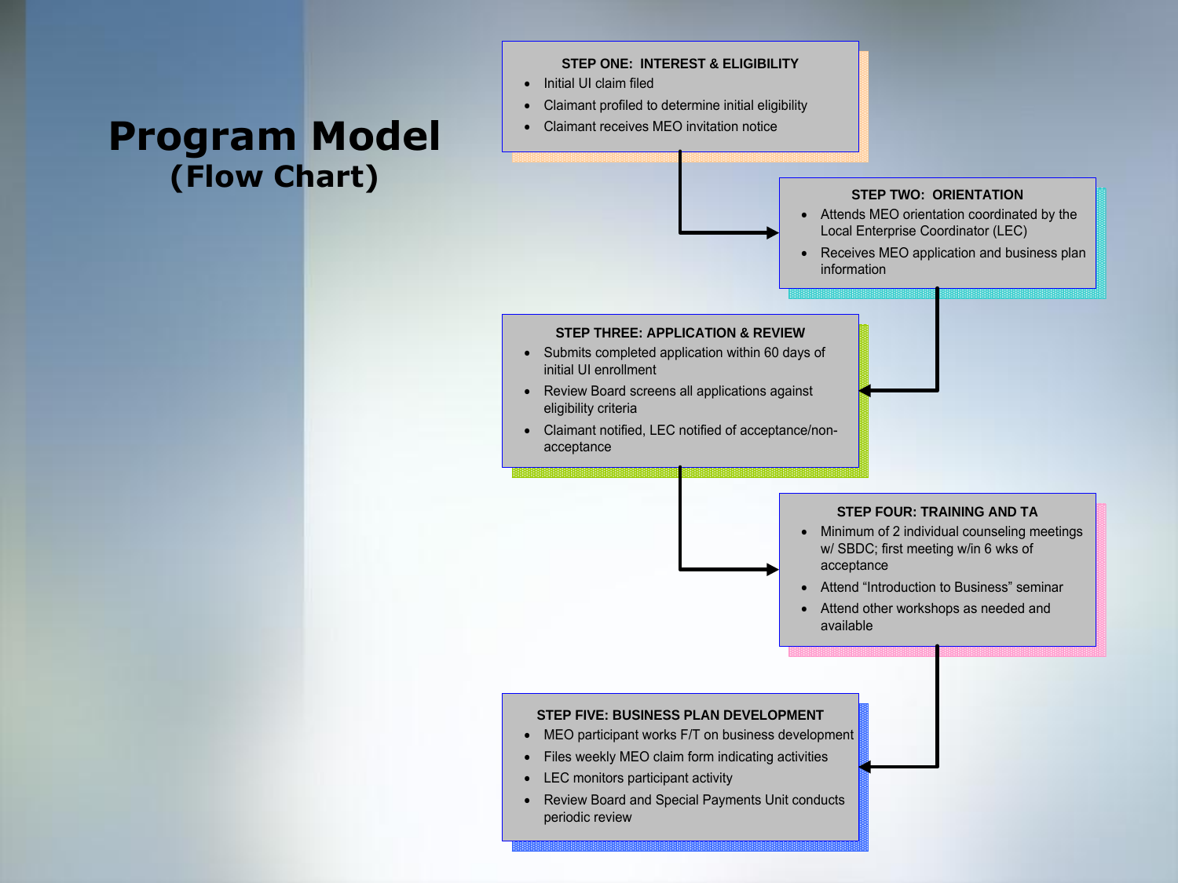# Program Model
## (Flow Chart)

**STEP ONE: INTEREST & ELIGIBILITY**

- Initial UI claim filed
- Claimant profiled to determine initial eligibility
- Claimant receives MEO invitation notice

**STEP TWO: ORIENTATION**

- Attends MEO orientation coordinated by the Local Enterprise Coordinator (LEC)
- Receives MEO application and business plan information

**STEP THREE: APPLICATION & REVIEW**

- Submits completed application within 60 days of initial UI enrollment
- Review Board screens all applications against eligibility criteria
- Claimant notified, LEC notified of acceptance/non-acceptance

**STEP FOUR: TRAINING AND TA**

- Minimum of 2 individual counseling meetings w/ SBDC; first meeting w/in 6 wks of acceptance
- Attend "Introduction to Business" seminar
- Attend other workshops as needed and available

**STEP FIVE: BUSINESS PLAN DEVELOPMENT**

- MEO participant works F/T on business development
- Files weekly MEO claim form indicating activities
- LEC monitors participant activity
- Review Board and Special Payments Unit conducts periodic review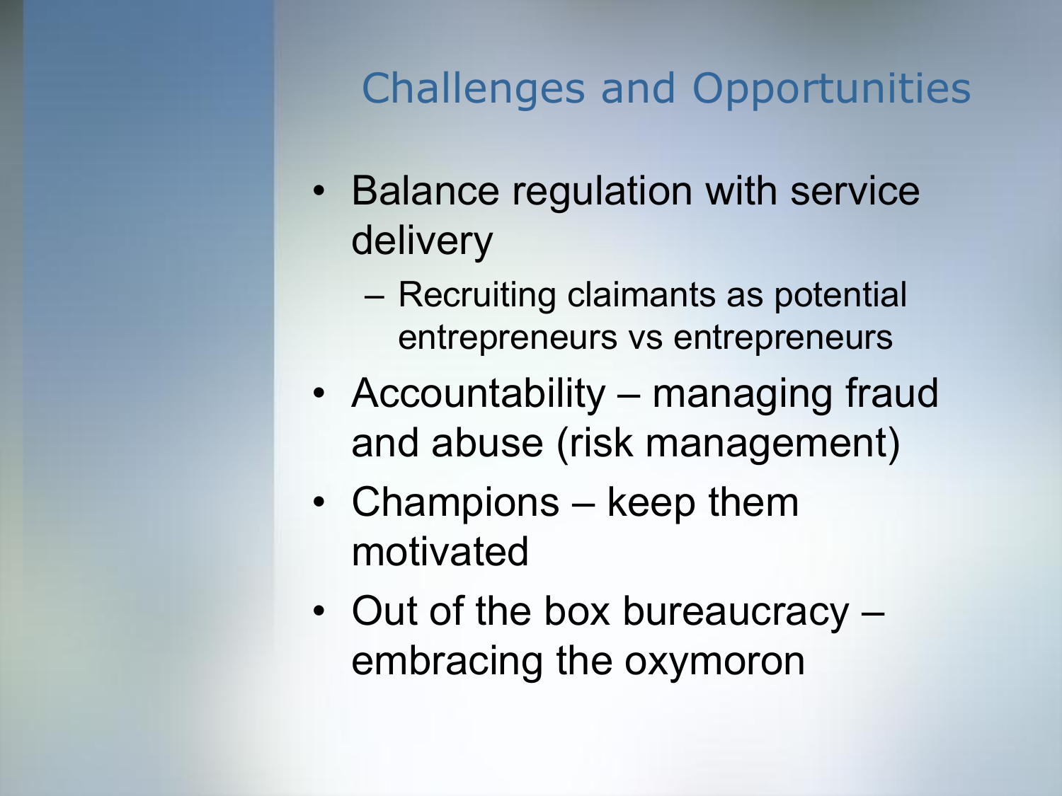# Challenges and Opportunities

- Balance regulation with service delivery
  - Recruiting claimants as potential entrepreneurs vs entrepreneurs
- Accountability – managing fraud and abuse (risk management)
- Champions – keep them motivated
- Out of the box bureaucracy – embracing the oxymoron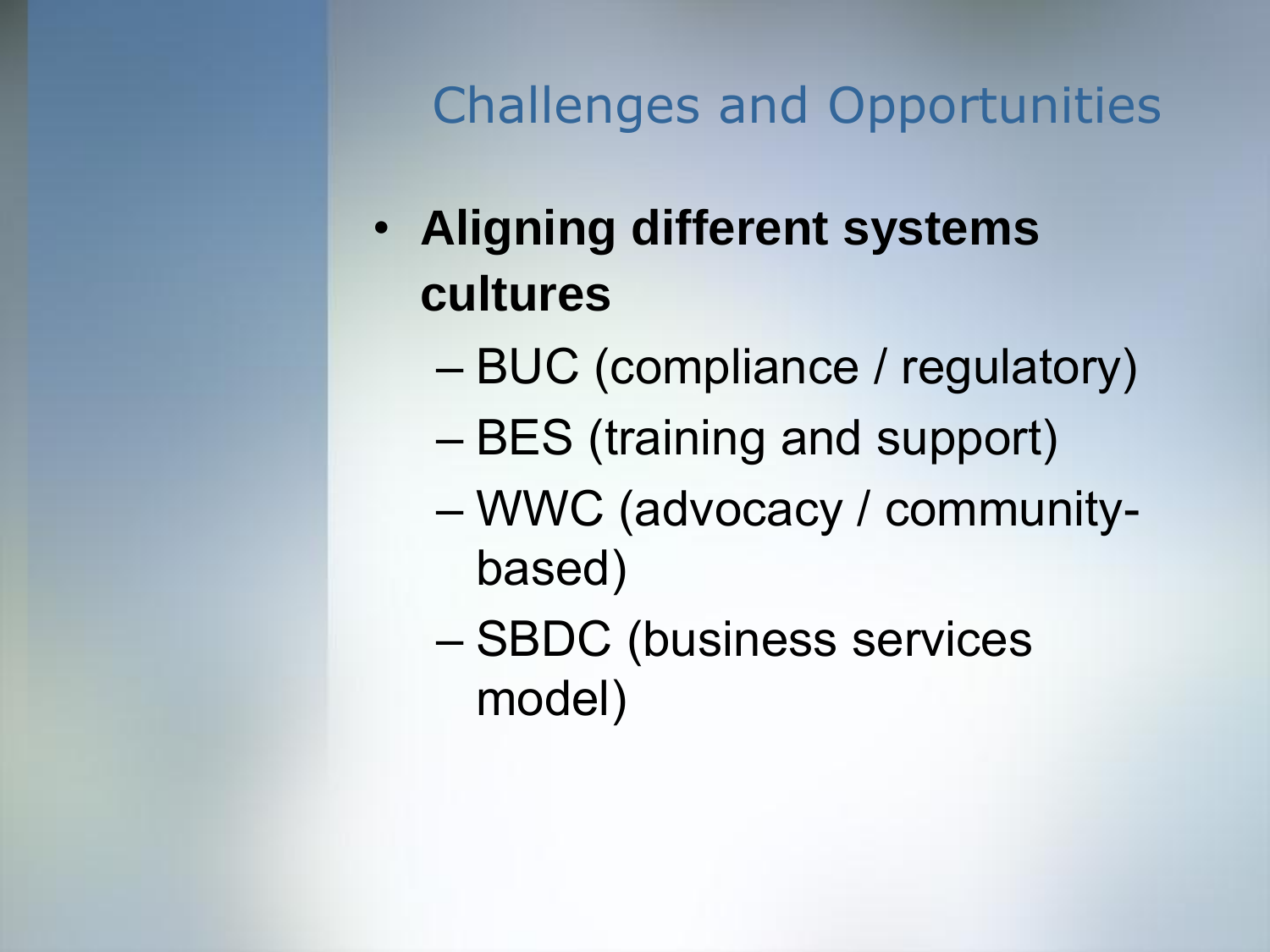# Challenges and Opportunities

- **Aligning different systems cultures**
  - BUC (compliance / regulatory)
  - BES (training and support)
  - WWC (advocacy / community-based)
  - SBDC (business services model)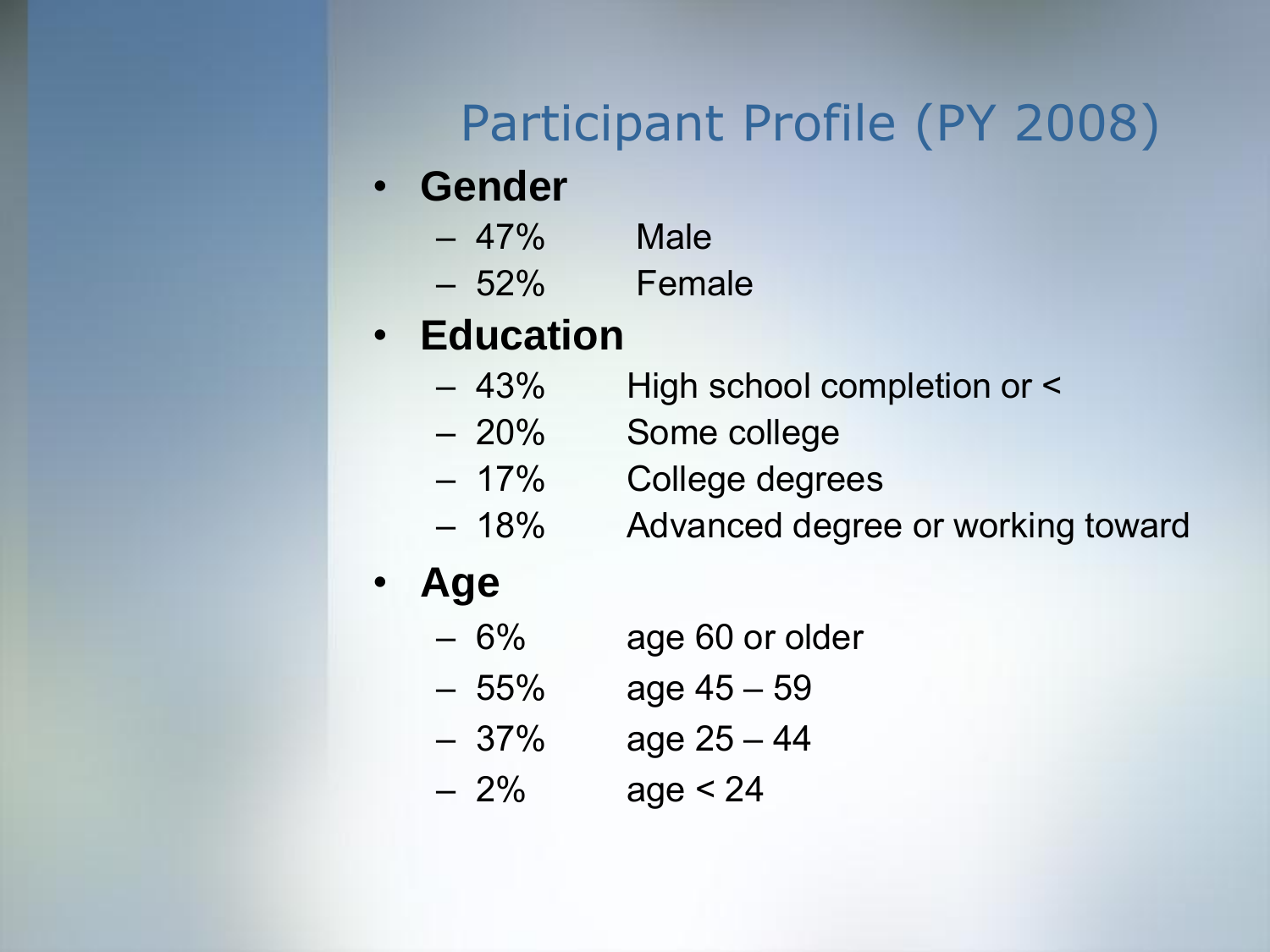# Participant Profile (PY 2008)

- **Gender**
  - 47% Male
  - 52% Female
- **Education**
  - 43% High school completion or <
  - 20% Some college
  - 17% College degrees
  - 18% Advanced degree or working toward
- **Age**
  - 6% age 60 or older
  - 55% age 45 – 59
  - 37% age 25 – 44
  - 2% age < 24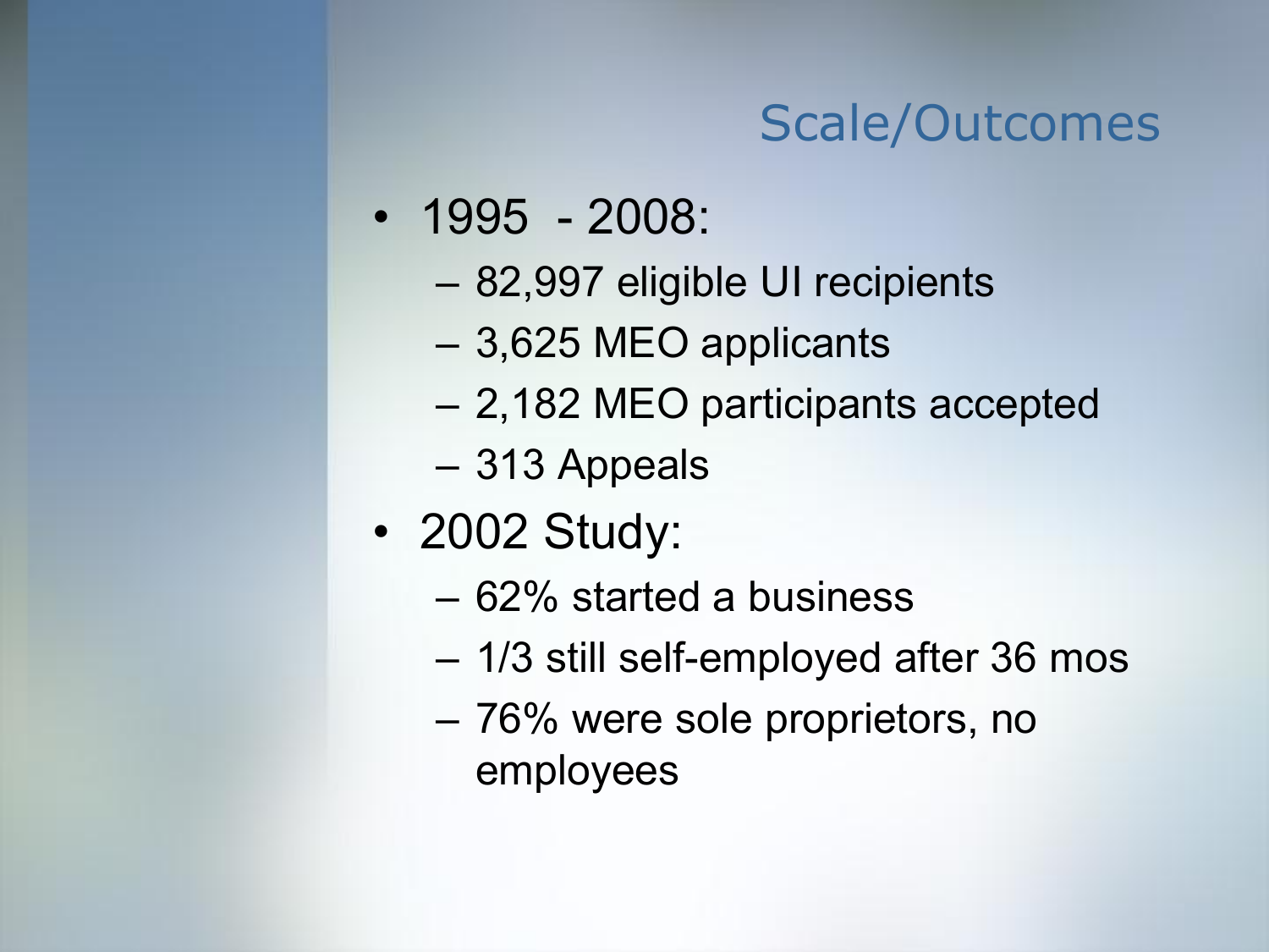# Scale/Outcomes

- 1995 - 2008:
  - 82,997 eligible UI recipients
  - 3,625 MEO applicants
  - 2,182 MEO participants accepted
  - 313 Appeals
- 2002 Study:
  - 62% started a business
  - 1/3 still self-employed after 36 mos
  - 76% were sole proprietors, no employees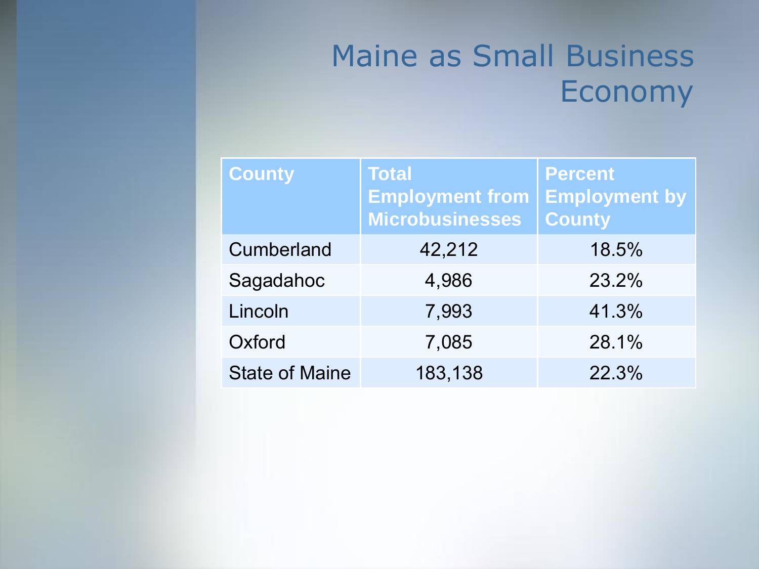# Maine as Small Business Economy

| County | Total Employment from Microbusinesses | Percent Employment by County |
|---|---|---|
| Cumberland | 42,212 | 18.5% |
| Sagadahoc | 4,986 | 23.2% |
| Lincoln | 7,993 | 41.3% |
| Oxford | 7,085 | 28.1% |
| State of Maine | 183,138 | 22.3% |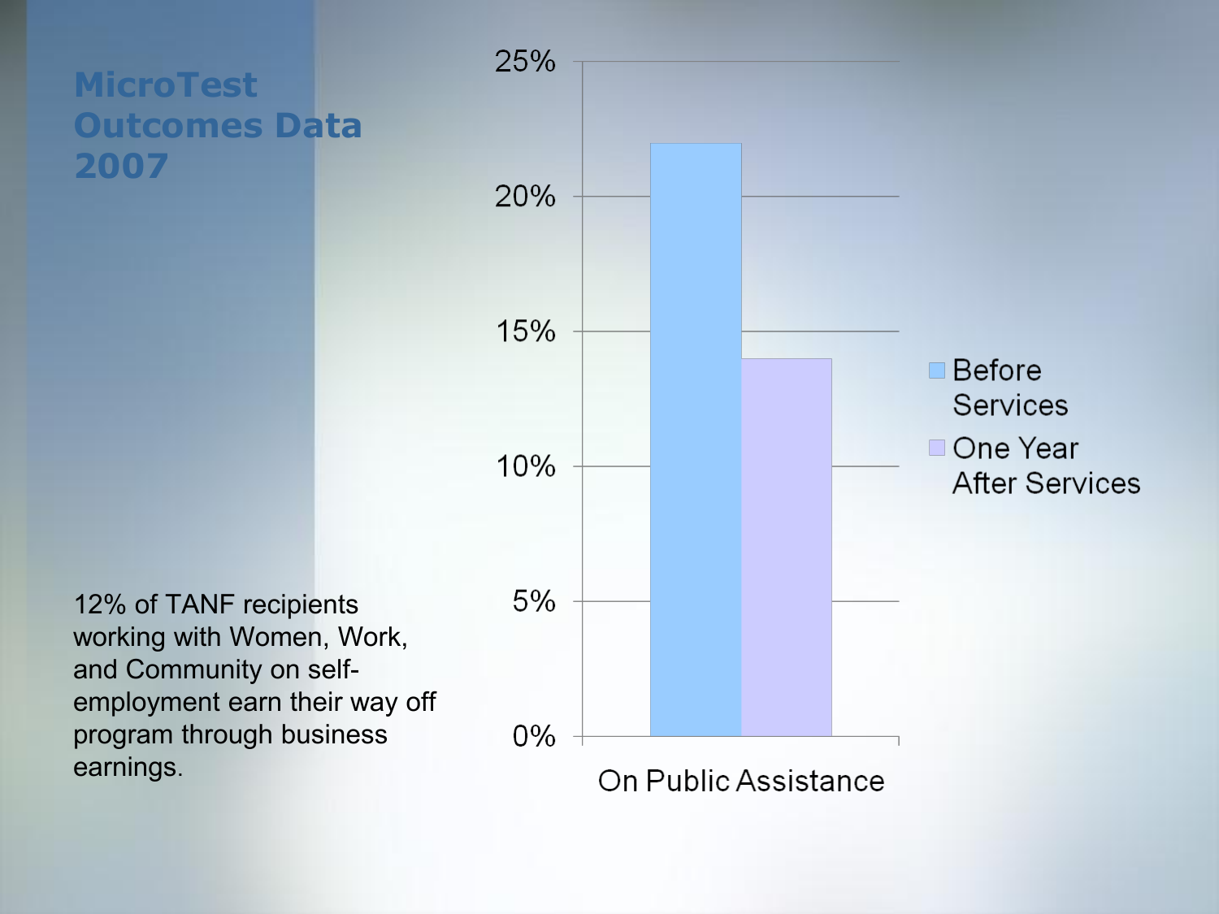# MicroTest Outcomes Data 2007

12% of TANF recipients working with Women, Work, and Community on self-employment earn their way off program through business earnings.

25%
20%
15%
10%
5%
0%

On Public Assistance

Before Services
One Year After Services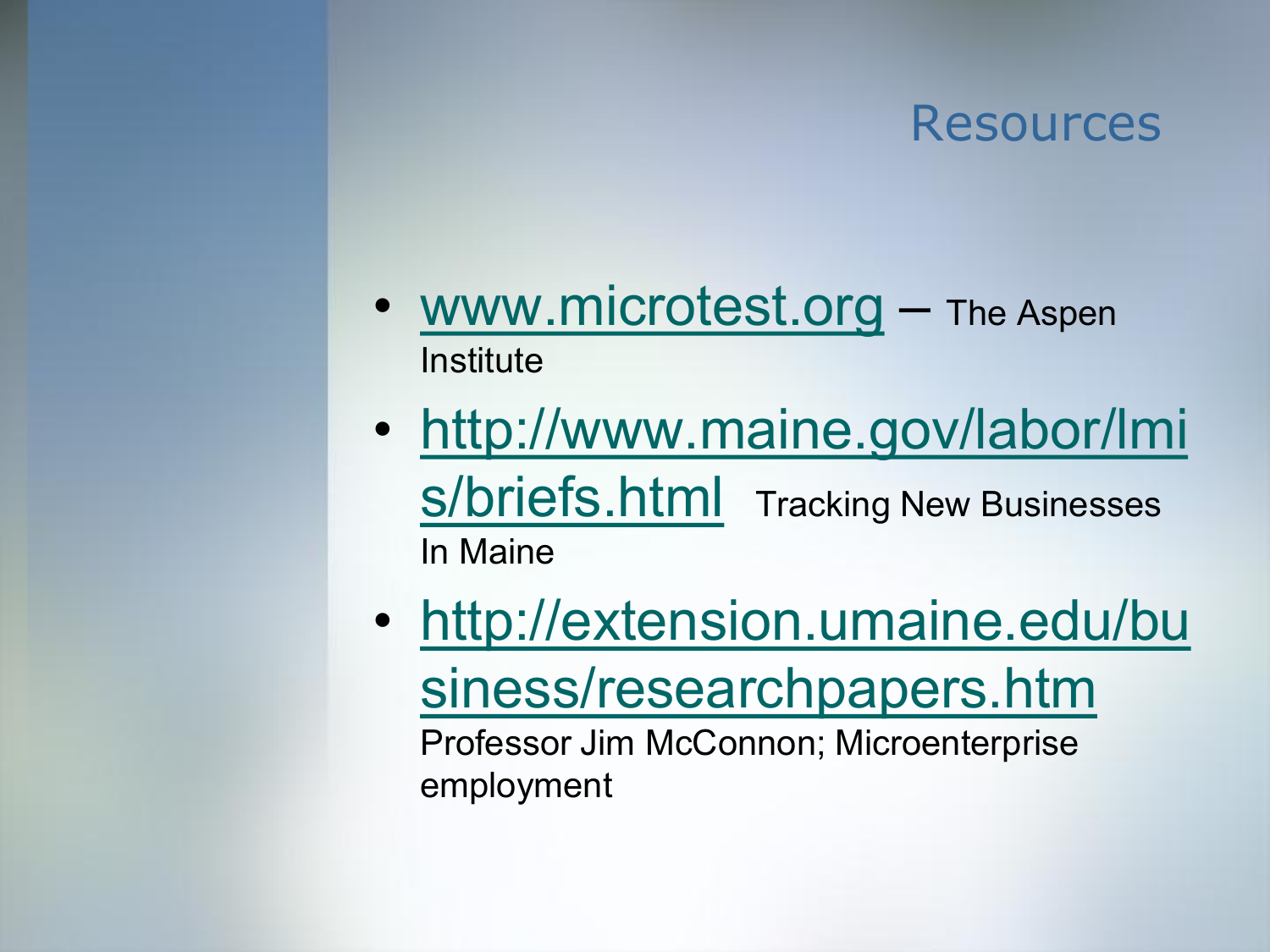# Resources

- www.microtest.org – The Aspen Institute
- http://www.maine.gov/labor/lmis/briefs.html Tracking New Businesses In Maine
- http://extension.umaine.edu/business/researchpapers.htm Professor Jim McConnon; Microenterprise employment